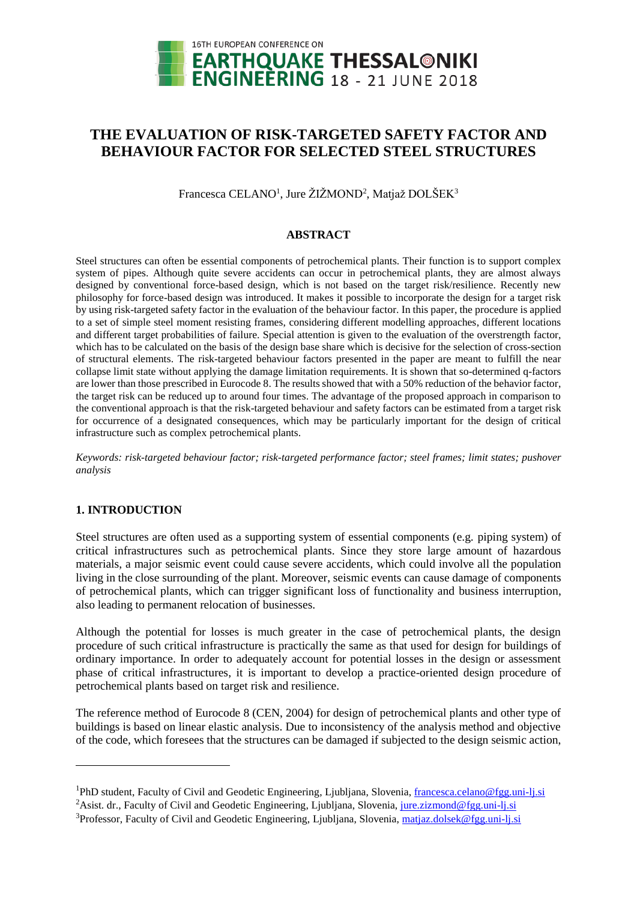# THE EVALUATION OF RISK-TARGETED SAFETY FACTOR AND BEHAVIOUR FACTOR FOR SELECTED STEEL STRUCTURES

Francesca CELANO[1], Jure ŽIŽMOND[2], Matjaž DOLŠEK[3]

## ABSTRACT

Steel structures can often be essential components of petrochemical plants. Their function is to support complex system of pipes. Although quite severe accidents can occur in petrochemical plants, they are almost always designed by conventional force-based design, which is not based on the target risk/resilience. Recently new philosophy for force-based design was introduced. It makes it possible to incorporate the design for a target risk by using risk-targeted safety factor in the evaluation of the behaviour factor. In this paper, the procedure is applied to a set of simple steel moment resisting frames, considering different modelling approaches, different locations and different target probabilities of failure. Special attention is given to the evaluation of the overstrength factor, which has to be calculated on the basis of the design base share which is decisive for the selection of cross-section of structural elements. The risk-targeted behaviour factors presented in the paper are meant to fulfill the near collapse limit state without applying the damage limitation requirements. It is shown that so-determined q-factors are lower than those prescribed in Eurocode 8. The results showed that with a 50% reduction of the behavior factor, the target risk can be reduced up to around four times. The advantage of the proposed approach in comparison to the conventional approach is that the risk-targeted behaviour and safety factors can be estimated from a target risk for occurrence of a designated consequences, which may be particularly important for the design of critical infrastructure such as complex petrochemical plants.

*Keywords: risk-targeted behaviour factor; risk-targeted performance factor; steel frames; limit states; pushover analysis*

## 1. INTRODUCTION

Steel structures are often used as a supporting system of essential components (e.g. piping system) of critical infrastructures such as petrochemical plants. Since they store large amount of hazardous materials, a major seismic event could cause severe accidents, which could involve all the population living in the close surrounding of the plant. Moreover, seismic events can cause damage of components of petrochemical plants, which can trigger significant loss of functionality and business interruption, also leading to permanent relocation of businesses.

Although the potential for losses is much greater in the case of petrochemical plants, the design procedure of such critical infrastructure is practically the same as that used for design for buildings of ordinary importance. In order to adequately account for potential losses in the design or assessment phase of critical infrastructures, it is important to develop a practice-oriented design procedure of petrochemical plants based on target risk and resilience.

The reference method of Eurocode 8 (CEN, 2004) for design of petrochemical plants and other type of buildings is based on linear elastic analysis. Due to inconsistency of the analysis method and objective of the code, which foresees that the structures can be damaged if subjected to the design seismic action,

---

[1]PhD student, Faculty of Civil and Geodetic Engineering, Ljubljana, Slovenia, francesca.celano@fgg.uni-lj.si

[2]Asist. dr., Faculty of Civil and Geodetic Engineering, Ljubljana, Slovenia, jure.zizmond@fgg.uni-lj.si

[3]Professor, Faculty of Civil and Geodetic Engineering, Ljubljana, Slovenia, matjaz.dolsek@fgg.uni-lj.si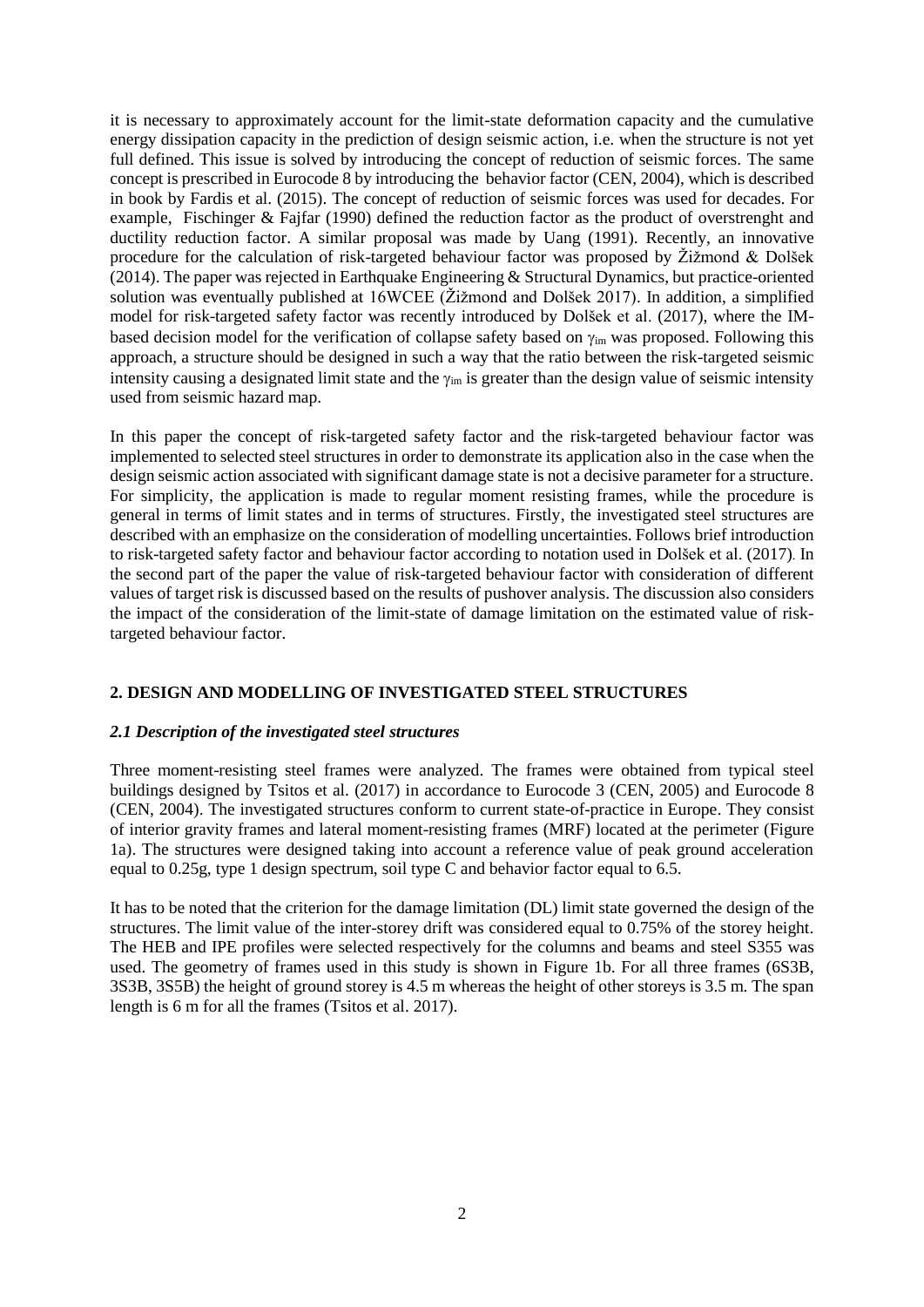it is necessary to approximately account for the limit-state deformation capacity and the cumulative energy dissipation capacity in the prediction of design seismic action, i.e. when the structure is not yet full defined. This issue is solved by introducing the concept of reduction of seismic forces. The same concept is prescribed in Eurocode 8 by introducing the behavior factor (CEN, 2004), which is described in book by Fardis et al. (2015). The concept of reduction of seismic forces was used for decades. For example, Fischinger & Fajfar (1990) defined the reduction factor as the product of overstrenght and ductility reduction factor. A similar proposal was made by Uang (1991). Recently, an innovative procedure for the calculation of risk-targeted behaviour factor was proposed by Žižmond & Dolšek (2014). The paper was rejected in Earthquake Engineering & Structural Dynamics, but practice-oriented solution was eventually published at 16WCEE (Žižmond and Dolšek 2017). In addition, a simplified model for risk-targeted safety factor was recently introduced by Dolšek et al. (2017), where the IM-based decision model for the verification of collapse safety based on $\gamma_{im}$ was proposed. Following this approach, a structure should be designed in such a way that the ratio between the risk-targeted seismic intensity causing a designated limit state and the $\gamma_{im}$ is greater than the design value of seismic intensity used from seismic hazard map.

In this paper the concept of risk-targeted safety factor and the risk-targeted behaviour factor was implemented to selected steel structures in order to demonstrate its application also in the case when the design seismic action associated with significant damage state is not a decisive parameter for a structure. For simplicity, the application is made to regular moment resisting frames, while the procedure is general in terms of limit states and in terms of structures. Firstly, the investigated steel structures are described with an emphasize on the consideration of modelling uncertainties. Follows brief introduction to risk-targeted safety factor and behaviour factor according to notation used in Dolšek et al. (2017). In the second part of the paper the value of risk-targeted behaviour factor with consideration of different values of target risk is discussed based on the results of pushover analysis. The discussion also considers the impact of the consideration of the limit-state of damage limitation on the estimated value of risk-targeted behaviour factor.

## 2. DESIGN AND MODELLING OF INVESTIGATED STEEL STRUCTURES

### *2.1 Description of the investigated steel structures*

Three moment-resisting steel frames were analyzed. The frames were obtained from typical steel buildings designed by Tsitos et al. (2017) in accordance to Eurocode 3 (CEN, 2005) and Eurocode 8 (CEN, 2004). The investigated structures conform to current state-of-practice in Europe. They consist of interior gravity frames and lateral moment-resisting frames (MRF) located at the perimeter (Figure 1a). The structures were designed taking into account a reference value of peak ground acceleration equal to 0.25g, type 1 design spectrum, soil type C and behavior factor equal to 6.5.

It has to be noted that the criterion for the damage limitation (DL) limit state governed the design of the structures. The limit value of the inter-storey drift was considered equal to 0.75% of the storey height. The HEB and IPE profiles were selected respectively for the columns and beams and steel S355 was used. The geometry of frames used in this study is shown in Figure 1b. For all three frames (6S3B, 3S3B, 3S5B) the height of ground storey is 4.5 m whereas the height of other storeys is 3.5 m. The span length is 6 m for all the frames (Tsitos et al. 2017).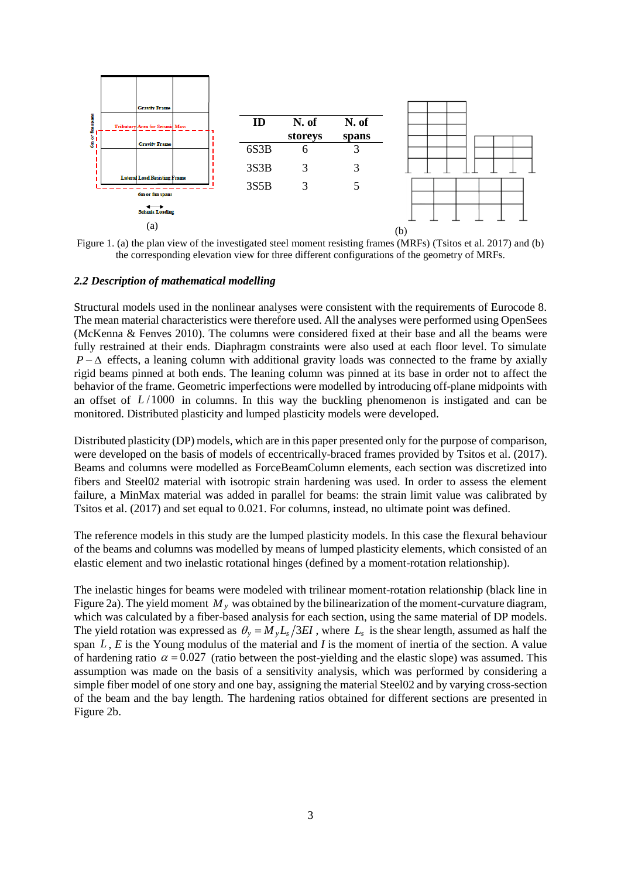| ID | N. of storeys | N. of spans |
|---|---|---|
| 6S3B | 6 | 3 |
| 3S3B | 3 | 3 |
| 3S5B | 3 | 5 |

Figure 1. (a) the plan view of the investigated steel moment resisting frames (MRFs) (Tsitos et al. 2017) and (b) the corresponding elevation view for three different configurations of the geometry of MRFs.

### *2.2 Description of mathematical modelling*

Structural models used in the nonlinear analyses were consistent with the requirements of Eurocode 8. The mean material characteristics were therefore used. All the analyses were performed using OpenSees (McKenna & Fenves 2010). The columns were considered fixed at their base and all the beams were fully restrained at their ends. Diaphragm constraints were also used at each floor level. To simulate $P-\Delta$ effects, a leaning column with additional gravity loads was connected to the frame by axially rigid beams pinned at both ends. The leaning column was pinned at its base in order not to affect the behavior of the frame. Geometric imperfections were modelled by introducing off-plane midpoints with an offset of $L/1000$ in columns. In this way the buckling phenomenon is instigated and can be monitored. Distributed plasticity and lumped plasticity models were developed.

Distributed plasticity (DP) models, which are in this paper presented only for the purpose of comparison, were developed on the basis of models of eccentrically-braced frames provided by Tsitos et al. (2017). Beams and columns were modelled as ForceBeamColumn elements, each section was discretized into fibers and Steel02 material with isotropic strain hardening was used. In order to assess the element failure, a MinMax material was added in parallel for beams: the strain limit value was calibrated by Tsitos et al. (2017) and set equal to 0.021. For columns, instead, no ultimate point was defined.

The reference models in this study are the lumped plasticity models. In this case the flexural behaviour of the beams and columns was modelled by means of lumped plasticity elements, which consisted of an elastic element and two inelastic rotational hinges (defined by a moment-rotation relationship).

The inelastic hinges for beams were modeled with trilinear moment-rotation relationship (black line in Figure 2a). The yield moment $M_y$ was obtained by the bilinearization of the moment-curvature diagram, which was calculated by a fiber-based analysis for each section, using the same material of DP models. The yield rotation was expressed as $\theta_y = M_y L_s / 3EI$, where $L_s$ is the shear length, assumed as half the span $L$, $E$ is the Young modulus of the material and $I$ is the moment of inertia of the section. A value of hardening ratio $\alpha = 0.027$ (ratio between the post-yielding and the elastic slope) was assumed. This assumption was made on the basis of a sensitivity analysis, which was performed by considering a simple fiber model of one story and one bay, assigning the material Steel02 and by varying cross-section of the beam and the bay length. The hardening ratios obtained for different sections are presented in Figure 2b.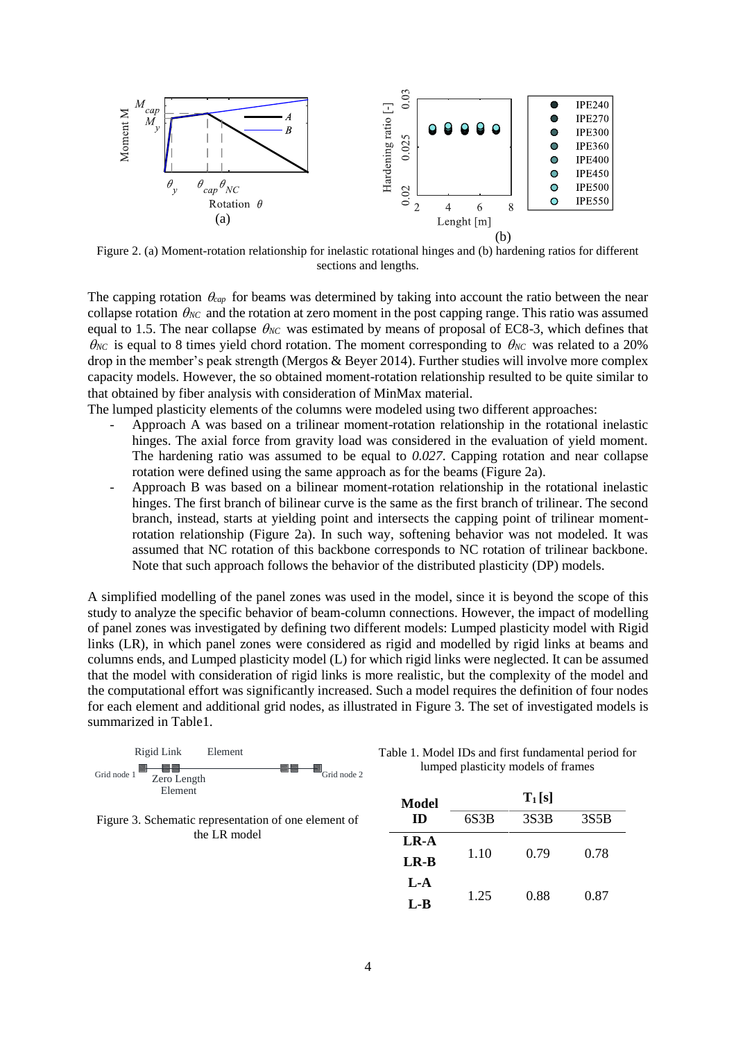Figure 2. (a) Moment-rotation relationship for inelastic rotational hinges and (b) hardening ratios for different sections and lengths.

The capping rotation $\theta_{cap}$ for beams was determined by taking into account the ratio between the near collapse rotation $\theta_{NC}$ and the rotation at zero moment in the post capping range. This ratio was assumed equal to 1.5. The near collapse $\theta_{NC}$ was estimated by means of proposal of EC8-3, which defines that $\theta_{NC}$ is equal to 8 times yield chord rotation. The moment corresponding to $\theta_{NC}$ was related to a 20% drop in the member's peak strength (Mergos & Beyer 2014). Further studies will involve more complex capacity models. However, the so obtained moment-rotation relationship resulted to be quite similar to that obtained by fiber analysis with consideration of MinMax material.

The lumped plasticity elements of the columns were modeled using two different approaches:

- Approach A was based on a trilinear moment-rotation relationship in the rotational inelastic hinges. The axial force from gravity load was considered in the evaluation of yield moment. The hardening ratio was assumed to be equal to *0.027*. Capping rotation and near collapse rotation were defined using the same approach as for the beams (Figure 2a).
- Approach B was based on a bilinear moment-rotation relationship in the rotational inelastic hinges. The first branch of bilinear curve is the same as the first branch of trilinear. The second branch, instead, starts at yielding point and intersects the capping point of trilinear moment-rotation relationship (Figure 2a). In such way, softening behavior was not modeled. It was assumed that NC rotation of this backbone corresponds to NC rotation of trilinear backbone. Note that such approach follows the behavior of the distributed plasticity (DP) models.

A simplified modelling of the panel zones was used in the model, since it is beyond the scope of this study to analyze the specific behavior of beam-column connections. However, the impact of modelling of panel zones was investigated by defining two different models: Lumped plasticity model with Rigid links (LR), in which panel zones were considered as rigid and modelled by rigid links at beams and columns ends, and Lumped plasticity model (L) for which rigid links were neglected. It can be assumed that the model with consideration of rigid links is more realistic, but the complexity of the model and the computational effort was significantly increased. Such a model requires the definition of four nodes for each element and additional grid nodes, as illustrated in Figure 3. The set of investigated models is summarized in Table1.

Figure 3. Schematic representation of one element of the LR model

Table 1. Model IDs and first fundamental period for lumped plasticity models of frames

| Model ID | $T_1$ [s] | | |
|---|---|---|---|
| | 6S3B | 3S3B | 3S5B |
| LR-A<br>LR-B | 1.10 | 0.79 | 0.78 |
| L-A<br>L-B | 1.25 | 0.88 | 0.87 |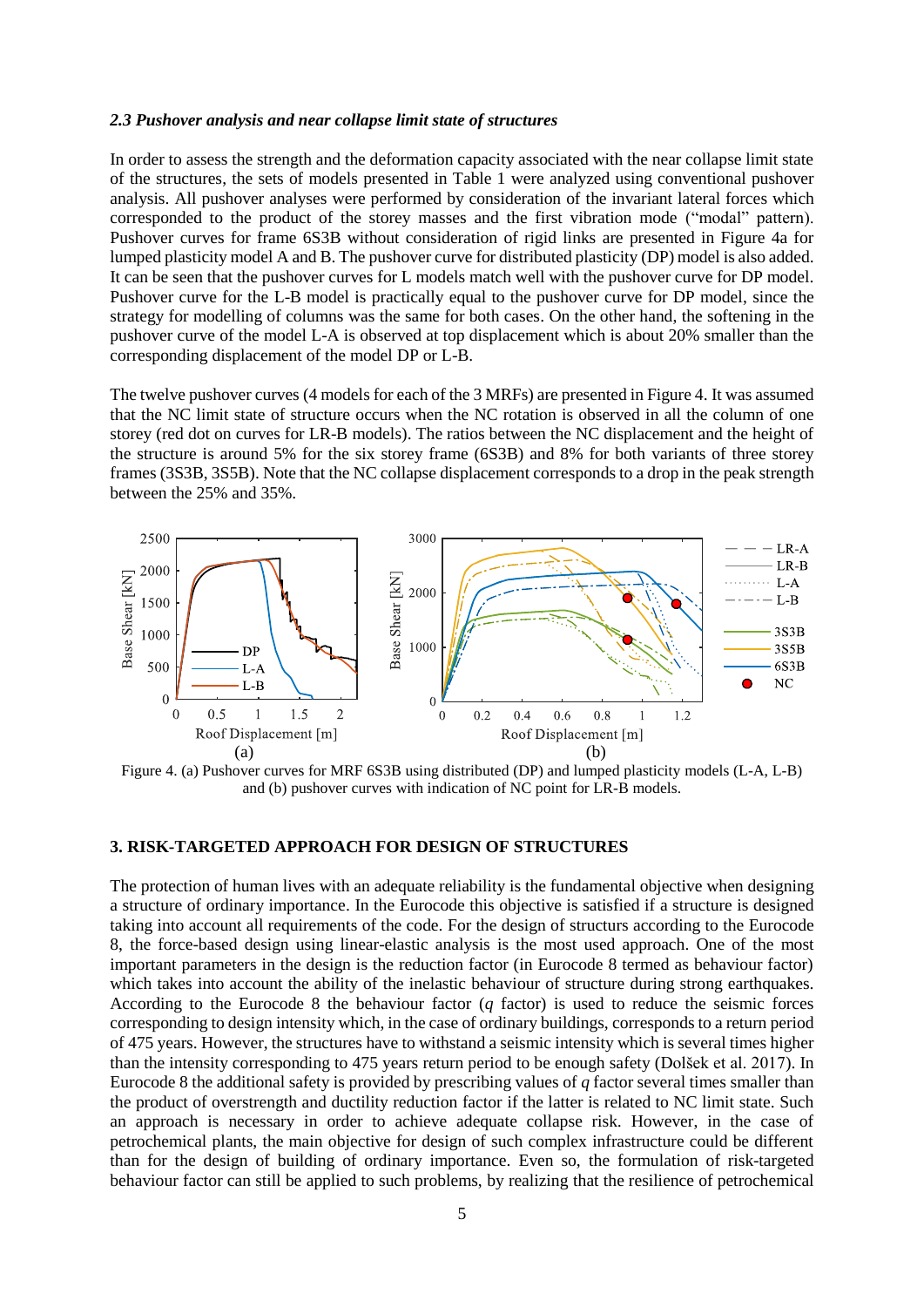### *2.3 Pushover analysis and near collapse limit state of structures*

In order to assess the strength and the deformation capacity associated with the near collapse limit state of the structures, the sets of models presented in Table 1 were analyzed using conventional pushover analysis. All pushover analyses were performed by consideration of the invariant lateral forces which corresponded to the product of the storey masses and the first vibration mode ("modal" pattern). Pushover curves for frame 6S3B without consideration of rigid links are presented in Figure 4a for lumped plasticity model A and B. The pushover curve for distributed plasticity (DP) model is also added. It can be seen that the pushover curves for L models match well with the pushover curve for DP model. Pushover curve for the L-B model is practically equal to the pushover curve for DP model, since the strategy for modelling of columns was the same for both cases. On the other hand, the softening in the pushover curve of the model L-A is observed at top displacement which is about 20% smaller than the corresponding displacement of the model DP or L-B.

The twelve pushover curves (4 models for each of the 3 MRFs) are presented in Figure 4. It was assumed that the NC limit state of structure occurs when the NC rotation is observed in all the column of one storey (red dot on curves for LR-B models). The ratios between the NC displacement and the height of the structure is around 5% for the six storey frame (6S3B) and 8% for both variants of three storey frames (3S3B, 3S5B). Note that the NC collapse displacement corresponds to a drop in the peak strength between the 25% and 35%.

Figure 4. (a) Pushover curves for MRF 6S3B using distributed (DP) and lumped plasticity models (L-A, L-B) and (b) pushover curves with indication of NC point for LR-B models.

## 3. RISK-TARGETED APPROACH FOR DESIGN OF STRUCTURES

The protection of human lives with an adequate reliability is the fundamental objective when designing a structure of ordinary importance. In the Eurocode this objective is satisfied if a structure is designed taking into account all requirements of the code. For the design of structurs according to the Eurocode 8, the force-based design using linear-elastic analysis is the most used approach. One of the most important parameters in the design is the reduction factor (in Eurocode 8 termed as behaviour factor) which takes into account the ability of the inelastic behaviour of structure during strong earthquakes. According to the Eurocode 8 the behaviour factor ($q$ factor) is used to reduce the seismic forces corresponding to design intensity which, in the case of ordinary buildings, corresponds to a return period of 475 years. However, the structures have to withstand a seismic intensity which is several times higher than the intensity corresponding to 475 years return period to be enough safety (Dolšek et al. 2017). In Eurocode 8 the additional safety is provided by prescribing values of $q$ factor several times smaller than the product of overstrength and ductility reduction factor if the latter is related to NC limit state. Such an approach is necessary in order to achieve adequate collapse risk. However, in the case of petrochemical plants, the main objective for design of such complex infrastructure could be different than for the design of building of ordinary importance. Even so, the formulation of risk-targeted behaviour factor can still be applied to such problems, by realizing that the resilience of petrochemical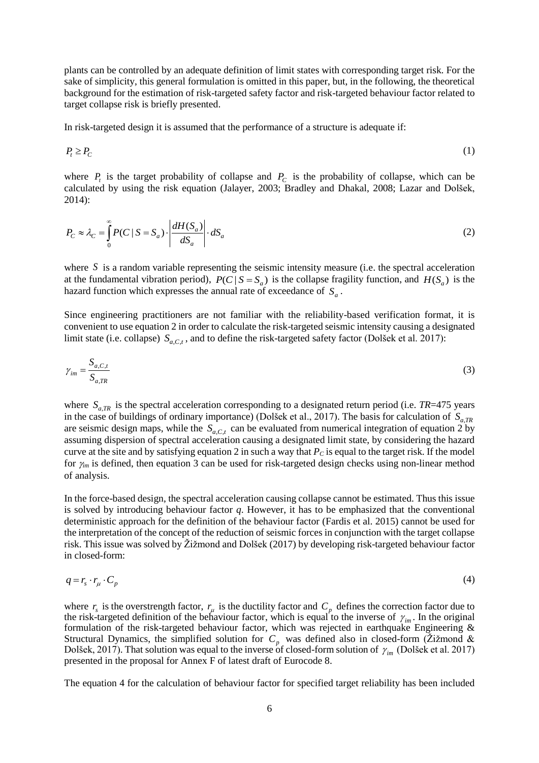plants can be controlled by an adequate definition of limit states with corresponding target risk. For the sake of simplicity, this general formulation is omitted in this paper, but, in the following, the theoretical background for the estimation of risk-targeted safety factor and risk-targeted behaviour factor related to target collapse risk is briefly presented.

In risk-targeted design it is assumed that the performance of a structure is adequate if:

$$P_t \geq P_C \tag{1}$$

where $P_t$ is the target probability of collapse and $P_C$ is the probability of collapse, which can be calculated by using the risk equation (Jalayer, 2003; Bradley and Dhakal, 2008; Lazar and Dolšek, 2014):

$$P_C \approx \lambda_C = \int_0^\infty P(C \mid S = S_a) \cdot \left| \frac{dH(S_a)}{dS_a} \right| \cdot dS_a \tag{2}$$

where $S$ is a random variable representing the seismic intensity measure (i.e. the spectral acceleration at the fundamental vibration period), $P(C \mid S = S_a)$ is the collapse fragility function, and $H(S_a)$ is the hazard function which expresses the annual rate of exceedance of $S_a$.

Since engineering practitioners are not familiar with the reliability-based verification format, it is convenient to use equation 2 in order to calculate the risk-targeted seismic intensity causing a designated limit state (i.e. collapse) $S_{a,C,t}$, and to define the risk-targeted safety factor (Dolšek et al. 2017):

$$\gamma_{im} = \frac{S_{a,C,t}}{S_{a,TR}} \tag{3}$$

where $S_{a,TR}$ is the spectral acceleration corresponding to a designated return period (i.e. *TR*=475 years in the case of buildings of ordinary importance) (Dolšek et al., 2017). The basis for calculation of $S_{a,TR}$ are seismic design maps, while the $S_{a,C,t}$ can be evaluated from numerical integration of equation 2 by assuming dispersion of spectral acceleration causing a designated limit state, by considering the hazard curve at the site and by satisfying equation 2 in such a way that $P_C$ is equal to the target risk. If the model for $\gamma_{im}$ is defined, then equation 3 can be used for risk-targeted design checks using non-linear method of analysis.

In the force-based design, the spectral acceleration causing collapse cannot be estimated. Thus this issue is solved by introducing behaviour factor *q*. However, it has to be emphasized that the conventional deterministic approach for the definition of the behaviour factor (Fardis et al. 2015) cannot be used for the interpretation of the concept of the reduction of seismic forces in conjunction with the target collapse risk. This issue was solved by Žižmond and Dolšek (2017) by developing risk-targeted behaviour factor in closed-form:

$$q = r_s \cdot r_\mu \cdot C_p \tag{4}$$

where $r_s$ is the overstrength factor, $r_\mu$ is the ductility factor and $C_p$ defines the correction factor due to the risk-targeted definition of the behaviour factor, which is equal to the inverse of $\gamma_{im}$. In the original formulation of the risk-targeted behaviour factor, which was rejected in earthquake Engineering & Structural Dynamics, the simplified solution for $C_p$ was defined also in closed-form (Žižmond & Dolšek, 2017). That solution was equal to the inverse of closed-form solution of $\gamma_{im}$ (Dolšek et al. 2017) presented in the proposal for Annex F of latest draft of Eurocode 8.

The equation 4 for the calculation of behaviour factor for specified target reliability has been included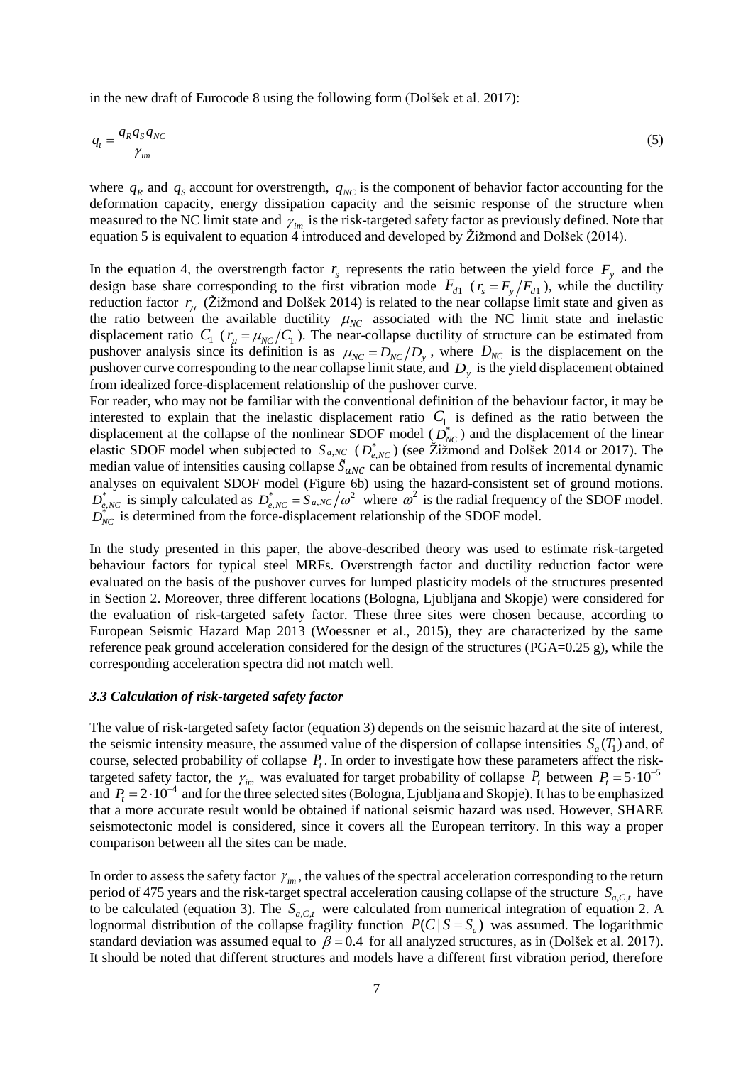in the new draft of Eurocode 8 using the following form (Dolšek et al. 2017):

$$q_t = \frac{q_R q_S q_{NC}}{\gamma_{im}} \tag{5}$$

where $q_R$ and $q_S$ account for overstrength, $q_{NC}$ is the component of behavior factor accounting for the deformation capacity, energy dissipation capacity and the seismic response of the structure when measured to the NC limit state and $\gamma_{im}$ is the risk-targeted safety factor as previously defined. Note that equation 5 is equivalent to equation 4 introduced and developed by Žižmond and Dolšek (2014).

In the equation 4, the overstrength factor $r_s$ represents the ratio between the yield force $F_y$ and the design base share corresponding to the first vibration mode $F_{d1}$ ($r_s = F_y / F_{d1}$), while the ductility reduction factor $r_\mu$ (Žižmond and Dolšek 2014) is related to the near collapse limit state and given as the ratio between the available ductility $\mu_{NC}$ associated with the NC limit state and inelastic displacement ratio $C_1$ ($r_\mu = \mu_{NC} / C_1$). The near-collapse ductility of structure can be estimated from pushover analysis since its definition is as $\mu_{NC} = D_{NC} / D_y$, where $D_{NC}$ is the displacement on the pushover curve corresponding to the near collapse limit state, and $D_y$ is the yield displacement obtained from idealized force-displacement relationship of the pushover curve.
For reader, who may not be familiar with the conventional definition of the behaviour factor, it may be interested to explain that the inelastic displacement ratio $C_1$ is defined as the ratio between the displacement at the collapse of the nonlinear SDOF model ($D^*_{NC}$) and the displacement of the linear elastic SDOF model when subjected to $S_{a,NC}$ ($D^*_{e,NC}$) (see Žižmond and Dolšek 2014 or 2017). The median value of intensities causing collapse $\tilde{S}_{aNC}$ can be obtained from results of incremental dynamic analyses on equivalent SDOF model (Figure 6b) using the hazard-consistent set of ground motions. $D^*_{e,NC}$ is simply calculated as $D^*_{e,NC} = S_{a,NC} / \omega^2$ where $\omega^2$ is the radial frequency of the SDOF model. $D^*_{NC}$ is determined from the force-displacement relationship of the SDOF model.

In the study presented in this paper, the above-described theory was used to estimate risk-targeted behaviour factors for typical steel MRFs. Overstrength factor and ductility reduction factor were evaluated on the basis of the pushover curves for lumped plasticity models of the structures presented in Section 2. Moreover, three different locations (Bologna, Ljubljana and Skopje) were considered for the evaluation of risk-targeted safety factor. These three sites were chosen because, according to European Seismic Hazard Map 2013 (Woessner et al., 2015), they are characterized by the same reference peak ground acceleration considered for the design of the structures (PGA=0.25 g), while the corresponding acceleration spectra did not match well.

### *3.3 Calculation of risk-targeted safety factor*

The value of risk-targeted safety factor (equation 3) depends on the seismic hazard at the site of interest, the seismic intensity measure, the assumed value of the dispersion of collapse intensities $S_a(T_1)$ and, of course, selected probability of collapse $P_t$. In order to investigate how these parameters affect the risk-targeted safety factor, the $\gamma_{im}$ was evaluated for target probability of collapse $P_t$ between $P_t = 5 \cdot 10^{-5}$ and $P_t = 2 \cdot 10^{-4}$ and for the three selected sites (Bologna, Ljubljana and Skopje). It has to be emphasized that a more accurate result would be obtained if national seismic hazard was used. However, SHARE seismotectonic model is considered, since it covers all the European territory. In this way a proper comparison between all the sites can be made.

In order to assess the safety factor $\gamma_{im}$, the values of the spectral acceleration corresponding to the return period of 475 years and the risk-target spectral acceleration causing collapse of the structure $S_{a,C,t}$ have to be calculated (equation 3). The $S_{a,C,t}$ were calculated from numerical integration of equation 2. A lognormal distribution of the collapse fragility function $P(C \mid S = S_a)$ was assumed. The logarithmic standard deviation was assumed equal to $\beta = 0.4$ for all analyzed structures, as in (Dolšek et al. 2017). It should be noted that different structures and models have a different first vibration period, therefore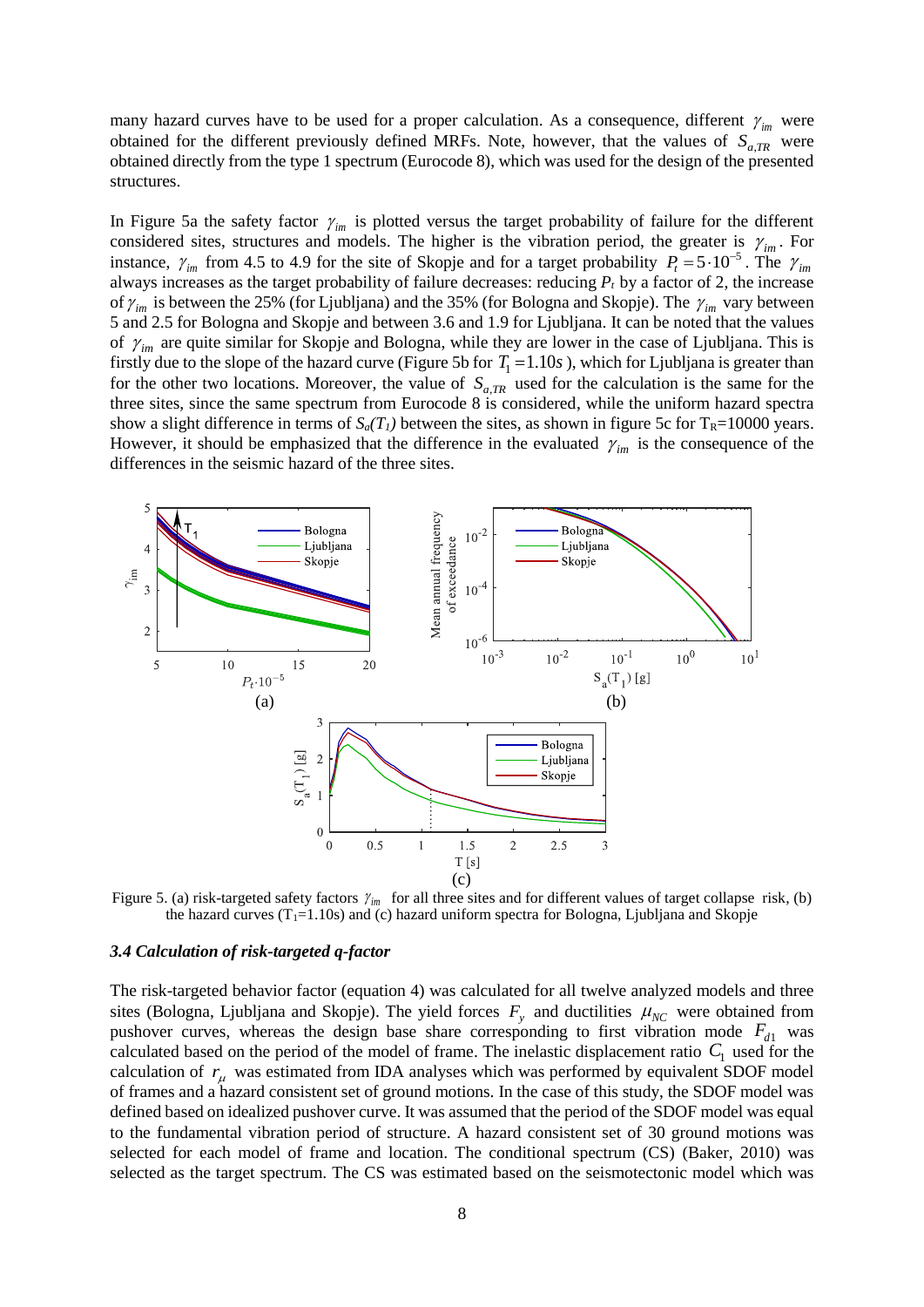many hazard curves have to be used for a proper calculation. As a consequence, different $\gamma_{im}$ were obtained for the different previously defined MRFs. Note, however, that the values of $S_{a,TR}$ were obtained directly from the type 1 spectrum (Eurocode 8), which was used for the design of the presented structures.

In Figure 5a the safety factor $\gamma_{im}$ is plotted versus the target probability of failure for the different considered sites, structures and models. The higher is the vibration period, the greater is $\gamma_{im}$. For instance, $\gamma_{im}$ from 4.5 to 4.9 for the site of Skopje and for a target probability $P_t = 5 \cdot 10^{-5}$. The $\gamma_{im}$ always increases as the target probability of failure decreases: reducing $P_t$ by a factor of 2, the increase of $\gamma_{im}$ is between the 25% (for Ljubljana) and the 35% (for Bologna and Skopje). The $\gamma_{im}$ vary between 5 and 2.5 for Bologna and Skopje and between 3.6 and 1.9 for Ljubljana. It can be noted that the values of $\gamma_{im}$ are quite similar for Skopje and Bologna, while they are lower in the case of Ljubljana. This is firstly due to the slope of the hazard curve (Figure 5b for $T_1 = 1.10s$), which for Ljubljana is greater than for the other two locations. Moreover, the value of $S_{a,TR}$ used for the calculation is the same for the three sites, since the same spectrum from Eurocode 8 is considered, while the uniform hazard spectra show a slight difference in terms of $S_a(T_1)$ between the sites, as shown in figure 5c for $T_R$=10000 years. However, it should be emphasized that the difference in the evaluated $\gamma_{im}$ is the consequence of the differences in the seismic hazard of the three sites.

Figure 5. (a) risk-targeted safety factors $\gamma_{im}$ for all three sites and for different values of target collapse risk, (b) the hazard curves ($T_1$=1.10s) and (c) hazard uniform spectra for Bologna, Ljubljana and Skopje

### *3.4 Calculation of risk-targeted q-factor*

The risk-targeted behavior factor (equation 4) was calculated for all twelve analyzed models and three sites (Bologna, Ljubljana and Skopje). The yield forces $F_y$ and ductilities $\mu_{NC}$ were obtained from pushover curves, whereas the design base share corresponding to first vibration mode $F_{d1}$ was calculated based on the period of the model of frame. The inelastic displacement ratio $C_1$ used for the calculation of $r_\mu$ was estimated from IDA analyses which was performed by equivalent SDOF model of frames and a hazard consistent set of ground motions. In the case of this study, the SDOF model was defined based on idealized pushover curve. It was assumed that the period of the SDOF model was equal to the fundamental vibration period of structure. A hazard consistent set of 30 ground motions was selected for each model of frame and location. The conditional spectrum (CS) (Baker, 2010) was selected as the target spectrum. The CS was estimated based on the seismotectonic model which was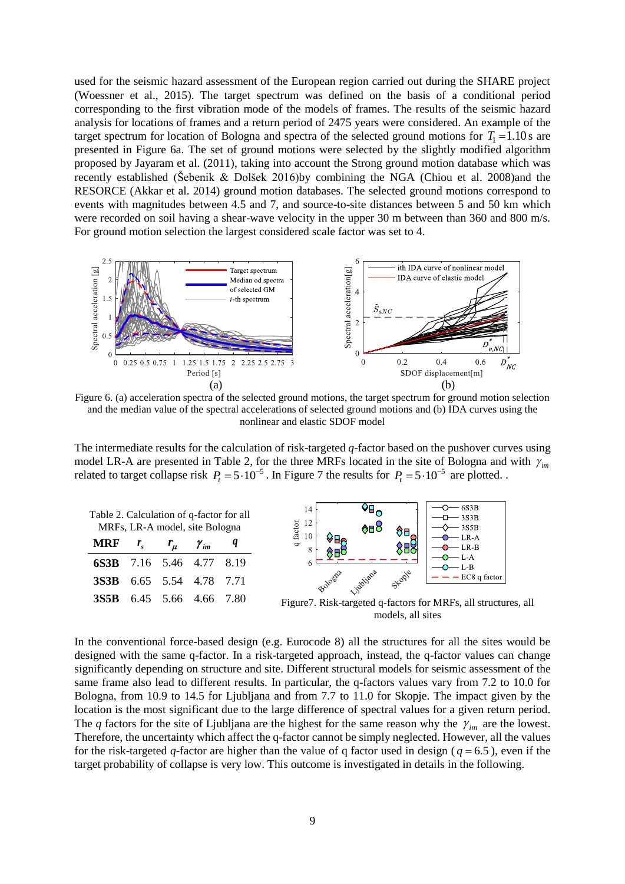used for the seismic hazard assessment of the European region carried out during the SHARE project (Woessner et al., 2015). The target spectrum was defined on the basis of a conditional period corresponding to the first vibration mode of the models of frames. The results of the seismic hazard analysis for locations of frames and a return period of 2475 years were considered. An example of the target spectrum for location of Bologna and spectra of the selected ground motions for $T_1 = 1.10$ s are presented in Figure 6a. The set of ground motions were selected by the slightly modified algorithm proposed by Jayaram et al. (2011), taking into account the Strong ground motion database which was recently established (Šebenik & Dolšek 2016)by combining the NGA (Chiou et al. 2008)and the RESORCE (Akkar et al. 2014) ground motion databases. The selected ground motions correspond to events with magnitudes between 4.5 and 7, and source-to-site distances between 5 and 50 km which were recorded on soil having a shear-wave velocity in the upper 30 m between than 360 and 800 m/s. For ground motion selection the largest considered scale factor was set to 4.

Figure 6. (a) acceleration spectra of the selected ground motions, the target spectrum for ground motion selection and the median value of the spectral accelerations of selected ground motions and (b) IDA curves using the nonlinear and elastic SDOF model

The intermediate results for the calculation of risk-targeted *q*-factor based on the pushover curves using model LR-A are presented in Table 2, for the three MRFs located in the site of Bologna and with $\gamma_{im}$ related to target collapse risk $P_t = 5 \cdot 10^{-5}$. In Figure 7 the results for $P_t = 5 \cdot 10^{-5}$ are plotted. .

Table 2. Calculation of q-factor for all MRFs, LR-A model, site Bologna

| MRF | $r_s$ | $r_\mu$ | $\gamma_{im}$ | $q$ |
|---|---|---|---|---|
| **6S3B** | 7.16 | 5.46 | 4.77 | 8.19 |
| **3S3B** | 6.65 | 5.54 | 4.78 | 7.71 |
| **3S5B** | 6.45 | 5.66 | 4.66 | 7.80 |

Figure7. Risk-targeted q-factors for MRFs, all structures, all models, all sites

In the conventional force-based design (e.g. Eurocode 8) all the structures for all the sites would be designed with the same q-factor. In a risk-targeted approach, instead, the q-factor values can change significantly depending on structure and site. Different structural models for seismic assessment of the same frame also lead to different results. In particular, the q-factors values vary from 7.2 to 10.0 for Bologna, from 10.9 to 14.5 for Ljubljana and from 7.7 to 11.0 for Skopje. The impact given by the location is the most significant due to the large difference of spectral values for a given return period. The *q* factors for the site of Ljubljana are the highest for the same reason why the $\gamma_{im}$ are the lowest. Therefore, the uncertainty which affect the q-factor cannot be simply neglected. However, all the values for the risk-targeted *q*-factor are higher than the value of q factor used in design ($q = 6.5$), even if the target probability of collapse is very low. This outcome is investigated in details in the following.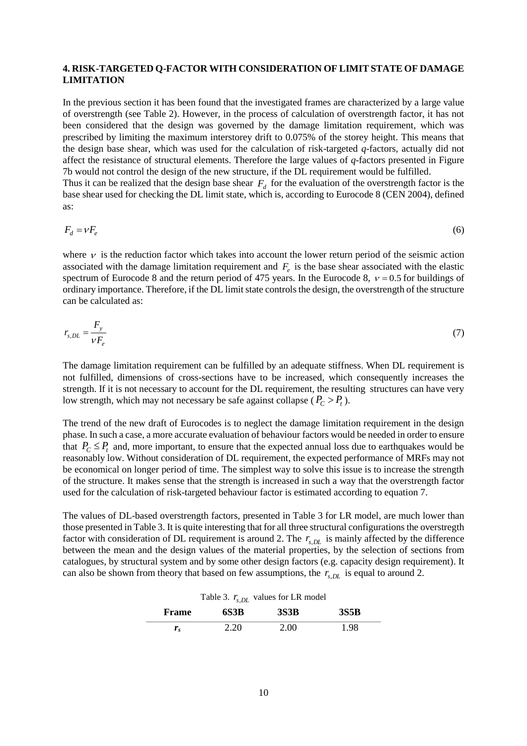## 4. RISK-TARGETED Q-FACTOR WITH CONSIDERATION OF LIMIT STATE OF DAMAGE LIMITATION

In the previous section it has been found that the investigated frames are characterized by a large value of overstrength (see Table 2). However, in the process of calculation of overstrength factor, it has not been considered that the design was governed by the damage limitation requirement, which was prescribed by limiting the maximum interstorey drift to 0.075% of the storey height. This means that the design base shear, which was used for the calculation of risk-targeted *q*-factors, actually did not affect the resistance of structural elements. Therefore the large values of *q*-factors presented in Figure 7b would not control the design of the new structure, if the DL requirement would be fulfilled.
Thus it can be realized that the design base shear $F_d$ for the evaluation of the overstrength factor is the base shear used for checking the DL limit state, which is, according to Eurocode 8 (CEN 2004), defined as:

$$F_d = \nu F_e \tag{6}$$

where $\nu$ is the reduction factor which takes into account the lower return period of the seismic action associated with the damage limitation requirement and $F_e$ is the base shear associated with the elastic spectrum of Eurocode 8 and the return period of 475 years. In the Eurocode 8, $\nu = 0.5$ for buildings of ordinary importance. Therefore, if the DL limit state controls the design, the overstrength of the structure can be calculated as:

$$r_{s,DL} = \frac{F_y}{\nu F_e} \tag{7}$$

The damage limitation requirement can be fulfilled by an adequate stiffness. When DL requirement is not fulfilled, dimensions of cross-sections have to be increased, which consequently increases the strength. If it is not necessary to account for the DL requirement, the resulting structures can have very low strength, which may not necessary be safe against collapse ($P_C > P_t$).

The trend of the new draft of Eurocodes is to neglect the damage limitation requirement in the design phase. In such a case, a more accurate evaluation of behaviour factors would be needed in order to ensure that $P_C \leq P_t$ and, more important, to ensure that the expected annual loss due to earthquakes would be reasonably low. Without consideration of DL requirement, the expected performance of MRFs may not be economical on longer period of time. The simplest way to solve this issue is to increase the strength of the structure. It makes sense that the strength is increased in such a way that the overstrength factor used for the calculation of risk-targeted behaviour factor is estimated according to equation 7.

The values of DL-based overstrength factors, presented in Table 3 for LR model, are much lower than those presented in Table 3. It is quite interesting that for all three structural configurations the overstregth factor with consideration of DL requirement is around 2. The $r_{s,DL}$ is mainly affected by the difference between the mean and the design values of the material properties, by the selection of sections from catalogues, by structural system and by some other design factors (e.g. capacity design requirement). It can also be shown from theory that based on few assumptions, the $r_{s,DL}$ is equal to around 2.

Table 3. $r_{s,DL}$ values for LR model

| Frame | 6S3B | 3S3B | 3S5B |
|---|---|---|---|
| $r_s$ | 2.20 | 2.00 | 1.98 |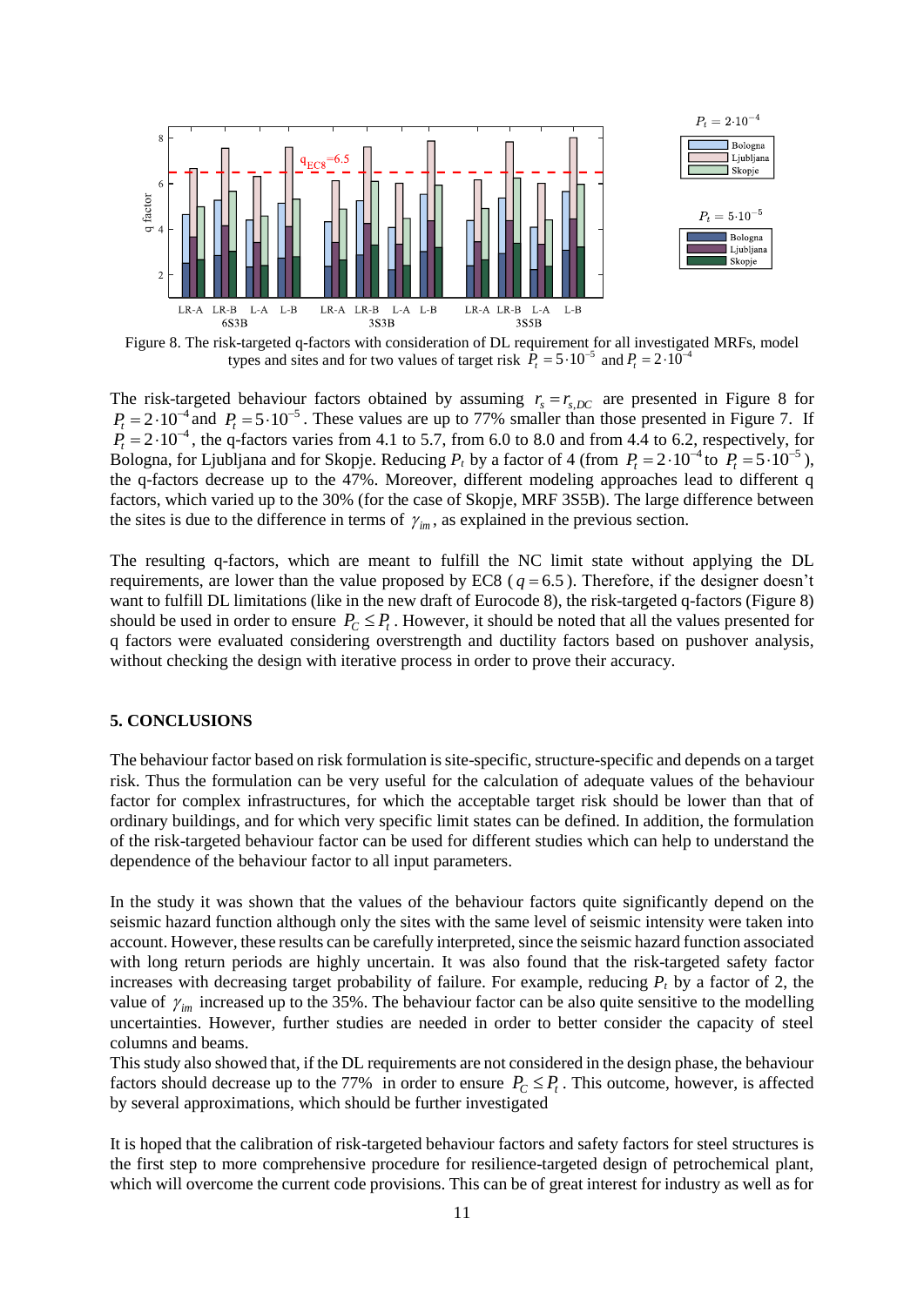Figure 8. The risk-targeted q-factors with consideration of DL requirement for all investigated MRFs, model types and sites and for two values of target risk $P_t = 5 \cdot 10^{-5}$ and $P_t = 2 \cdot 10^{-4}$

The risk-targeted behaviour factors obtained by assuming $r_s = r_{s,DC}$ are presented in Figure 8 for $P_t = 2 \cdot 10^{-4}$ and $P_t = 5 \cdot 10^{-5}$. These values are up to 77% smaller than those presented in Figure 7. If $P_t = 2 \cdot 10^{-4}$, the q-factors varies from 4.1 to 5.7, from 6.0 to 8.0 and from 4.4 to 6.2, respectively, for Bologna, for Ljubljana and for Skopje. Reducing $P_t$ by a factor of 4 (from $P_t = 2 \cdot 10^{-4}$ to $P_t = 5 \cdot 10^{-5}$), the q-factors decrease up to the 47%. Moreover, different modeling approaches lead to different q factors, which varied up to the 30% (for the case of Skopje, MRF 3S5B). The large difference between the sites is due to the difference in terms of $\gamma_{im}$, as explained in the previous section.

The resulting q-factors, which are meant to fulfill the NC limit state without applying the DL requirements, are lower than the value proposed by EC8 ($q = 6.5$). Therefore, if the designer doesn't want to fulfill DL limitations (like in the new draft of Eurocode 8), the risk-targeted q-factors (Figure 8) should be used in order to ensure $P_C \le P_t$. However, it should be noted that all the values presented for q factors were evaluated considering overstrength and ductility factors based on pushover analysis, without checking the design with iterative process in order to prove their accuracy.

## 5. CONCLUSIONS

The behaviour factor based on risk formulation is site-specific, structure-specific and depends on a target risk. Thus the formulation can be very useful for the calculation of adequate values of the behaviour factor for complex infrastructures, for which the acceptable target risk should be lower than that of ordinary buildings, and for which very specific limit states can be defined. In addition, the formulation of the risk-targeted behaviour factor can be used for different studies which can help to understand the dependence of the behaviour factor to all input parameters.

In the study it was shown that the values of the behaviour factors quite significantly depend on the seismic hazard function although only the sites with the same level of seismic intensity were taken into account. However, these results can be carefully interpreted, since the seismic hazard function associated with long return periods are highly uncertain. It was also found that the risk-targeted safety factor increases with decreasing target probability of failure. For example, reducing $P_t$ by a factor of 2, the value of $\gamma_{im}$ increased up to the 35%. The behaviour factor can be also quite sensitive to the modelling uncertainties. However, further studies are needed in order to better consider the capacity of steel columns and beams.

This study also showed that, if the DL requirements are not considered in the design phase, the behaviour factors should decrease up to the 77% in order to ensure $P_C \le P_t$. This outcome, however, is affected by several approximations, which should be further investigated

It is hoped that the calibration of risk-targeted behaviour factors and safety factors for steel structures is the first step to more comprehensive procedure for resilience-targeted design of petrochemical plant, which will overcome the current code provisions. This can be of great interest for industry as well as for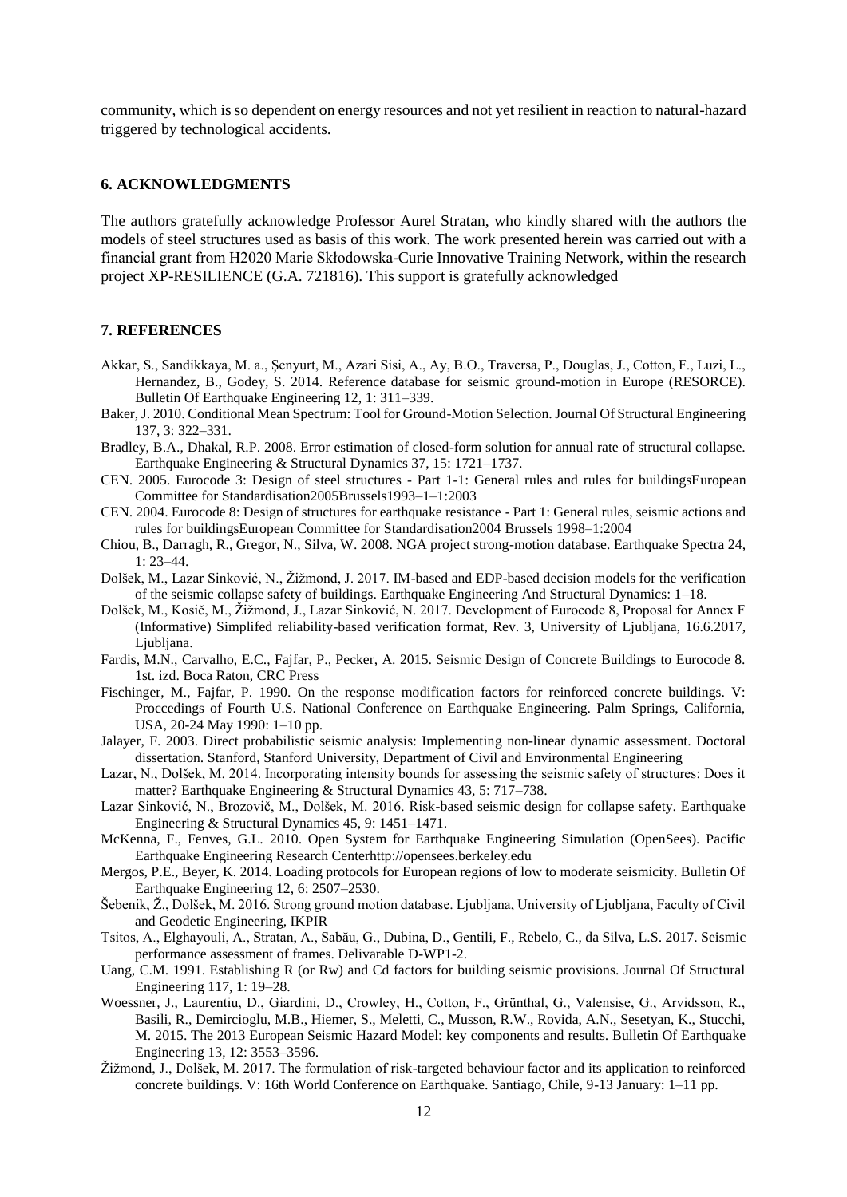community, which is so dependent on energy resources and not yet resilient in reaction to natural-hazard triggered by technological accidents.

## 6. ACKNOWLEDGMENTS

The authors gratefully acknowledge Professor Aurel Stratan, who kindly shared with the authors the models of steel structures used as basis of this work. The work presented herein was carried out with a financial grant from H2020 Marie Skłodowska-Curie Innovative Training Network, within the research project XP-RESILIENCE (G.A. 721816). This support is gratefully acknowledged

## 7. REFERENCES

Akkar, S., Sandikkaya, M. a., Şenyurt, M., Azari Sisi, A., Ay, B.O., Traversa, P., Douglas, J., Cotton, F., Luzi, L., Hernandez, B., Godey, S. 2014. Reference database for seismic ground-motion in Europe (RESORCE). Bulletin Of Earthquake Engineering 12, 1: 311–339.

Baker, J. 2010. Conditional Mean Spectrum: Tool for Ground-Motion Selection. Journal Of Structural Engineering 137, 3: 322–331.

Bradley, B.A., Dhakal, R.P. 2008. Error estimation of closed-form solution for annual rate of structural collapse. Earthquake Engineering & Structural Dynamics 37, 15: 1721–1737.

CEN. 2005. Eurocode 3: Design of steel structures - Part 1-1: General rules and rules for buildingsEuropean Committee for Standardisation2005Brussels1993–1–1:2003

CEN. 2004. Eurocode 8: Design of structures for earthquake resistance - Part 1: General rules, seismic actions and rules for buildingsEuropean Committee for Standardisation2004 Brussels 1998–1:2004

Chiou, B., Darragh, R., Gregor, N., Silva, W. 2008. NGA project strong-motion database. Earthquake Spectra 24, 1: 23–44.

Dolšek, M., Lazar Sinković, N., Žižmond, J. 2017. IM-based and EDP-based decision models for the verification of the seismic collapse safety of buildings. Earthquake Engineering And Structural Dynamics: 1–18.

Dolšek, M., Kosič, M., Žižmond, J., Lazar Sinković, N. 2017. Development of Eurocode 8, Proposal for Annex F (Informative) Simplifed reliability-based verification format, Rev. 3, University of Ljubljana, 16.6.2017, Ljubljana.

Fardis, M.N., Carvalho, E.C., Fajfar, P., Pecker, A. 2015. Seismic Design of Concrete Buildings to Eurocode 8. 1st. izd. Boca Raton, CRC Press

Fischinger, M., Fajfar, P. 1990. On the response modification factors for reinforced concrete buildings. V: Proccedings of Fourth U.S. National Conference on Earthquake Engineering. Palm Springs, California, USA, 20-24 May 1990: 1–10 pp.

Jalayer, F. 2003. Direct probabilistic seismic analysis: Implementing non-linear dynamic assessment. Doctoral dissertation. Stanford, Stanford University, Department of Civil and Environmental Engineering

Lazar, N., Dolšek, M. 2014. Incorporating intensity bounds for assessing the seismic safety of structures: Does it matter? Earthquake Engineering & Structural Dynamics 43, 5: 717–738.

Lazar Sinković, N., Brozovič, M., Dolšek, M. 2016. Risk-based seismic design for collapse safety. Earthquake Engineering & Structural Dynamics 45, 9: 1451–1471.

McKenna, F., Fenves, G.L. 2010. Open System for Earthquake Engineering Simulation (OpenSees). Pacific Earthquake Engineering Research Centerhttp://opensees.berkeley.edu

Mergos, P.E., Beyer, K. 2014. Loading protocols for European regions of low to moderate seismicity. Bulletin Of Earthquake Engineering 12, 6: 2507–2530.

Šebenik, Ž., Dolšek, M. 2016. Strong ground motion database. Ljubljana, University of Ljubljana, Faculty of Civil and Geodetic Engineering, IKPIR

Tsitos, A., Elghayouli, A., Stratan, A., Sabău, G., Dubina, D., Gentili, F., Rebelo, C., da Silva, L.S. 2017. Seismic performance assessment of frames. Delivarable D-WP1-2.

Uang, C.M. 1991. Establishing R (or Rw) and Cd factors for building seismic provisions. Journal Of Structural Engineering 117, 1: 19–28.

Woessner, J., Laurentiu, D., Giardini, D., Crowley, H., Cotton, F., Grünthal, G., Valensise, G., Arvidsson, R., Basili, R., Demircioglu, M.B., Hiemer, S., Meletti, C., Musson, R.W., Rovida, A.N., Sesetyan, K., Stucchi, M. 2015. The 2013 European Seismic Hazard Model: key components and results. Bulletin Of Earthquake Engineering 13, 12: 3553–3596.

Žižmond, J., Dolšek, M. 2017. The formulation of risk-targeted behaviour factor and its application to reinforced concrete buildings. V: 16th World Conference on Earthquake. Santiago, Chile, 9-13 January: 1–11 pp.